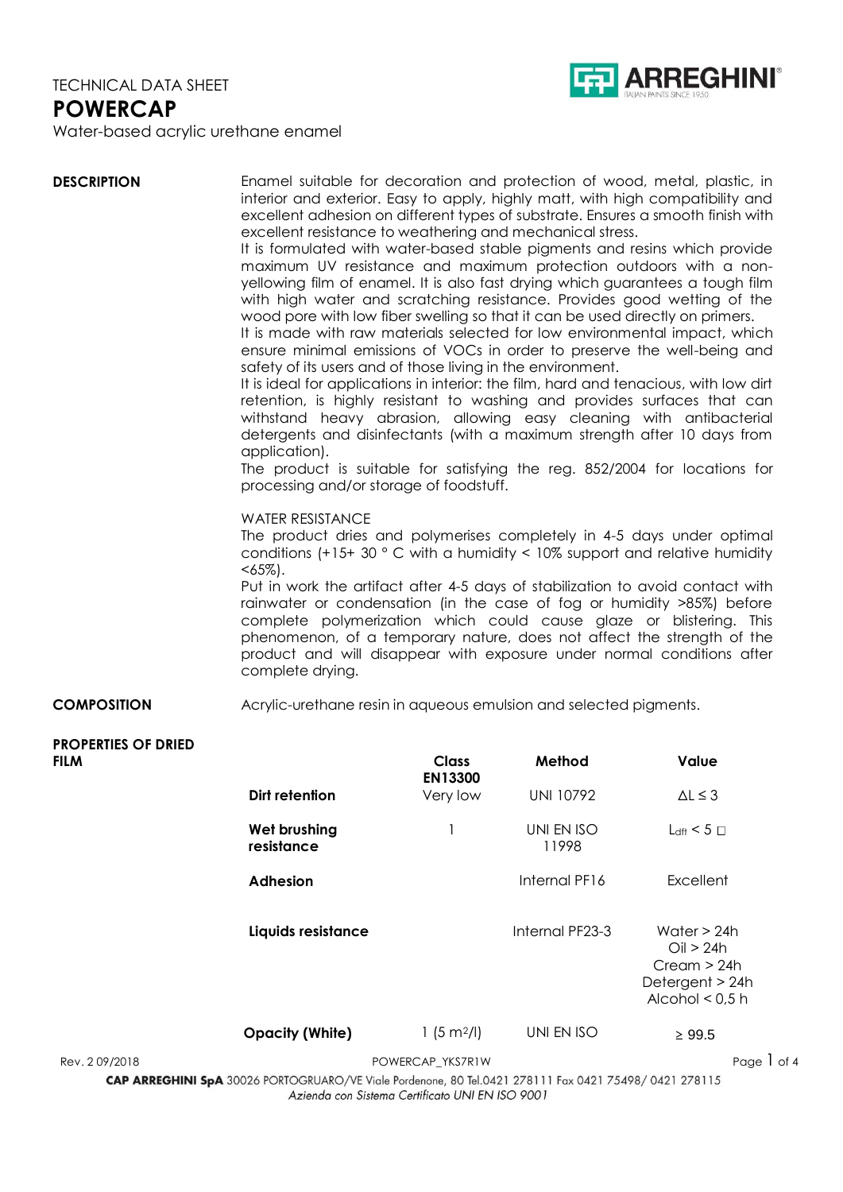TECHNICAL DATA SHEET

# POWERCAP

Water-based acrylic urethane enamel

## DESCRIPTION

Enamel suitable for decoration and protection of wood, metal, plastic, in interior and exterior. Easy to apply, highly matt, with high compatibility and excellent adhesion on different types of substrate. Ensures a smooth finish with excellent resistance to weathering and mechanical stress.

It is formulated with water-based stable pigments and resins which provide maximum UV resistance and maximum protection outdoors with a non-yellowing film of enamel. It is also fast drying which guarantees a tough film with high water and scratching resistance. Provides good wetting of the wood pore with low fiber swelling so that it can be used directly on primers.

It is made with raw materials selected for low environmental impact, which ensure minimal emissions of VOCs in order to preserve the well-being and safety of its users and of those living in the environment.

It is ideal for applications in interior: the film, hard and tenacious, with low dirt retention, is highly resistant to washing and provides surfaces that can withstand heavy abrasion, allowing easy cleaning with antibacterial detergents and disinfectants (with a maximum strength after 10 days from application).

The product is suitable for satisfying the reg. 852/2004 for locations for processing and/or storage of foodstuff.

WATER RESISTANCE

The product dries and polymerises completely in 4-5 days under optimal conditions (+15+ 30 ° C with a humidity < 10% support and relative humidity <65%).

Put in work the artifact after 4-5 days of stabilization to avoid contact with rainwater or condensation (in the case of fog or humidity >85%) before complete polymerization which could cause glaze or blistering. This phenomenon, of a temporary nature, does not affect the strength of the product and will disappear with exposure under normal conditions after complete drying.

## COMPOSITION

Acrylic-urethane resin in aqueous emulsion and selected pigments.

## PROPERTIES OF DRIED FILM

| | Class EN13300 | Method | Value |
|---|---|---|---|
| **Dirt retention** | Very low | UNI 10792 | $\Delta L \leq 3$ |
| **Wet brushing resistance** | 1 | UNI EN ISO 11998 | $L_{dft} < 5$ □ |
| **Adhesion** | | Internal PF16 | Excellent |
| **Liquids resistance** | | Internal PF23-3 | Water > 24h<br>Oil > 24h<br>Cream > 24h<br>Detergent > 24h<br>Alcohol < 0,5 h |
| **Opacity (White)** | 1 (5 m²/l) | UNI EN ISO | ≥ 99.5 |

Rev. 2 09/2018 POWERCAP_YKS7R1W

**CAP ARREGHINI SpA** 30026 PORTOGRUARO/VE Viale Pordenone, 80 Tel.0421 278111 Fax 0421 75498/ 0421 278115

*Azienda con Sistema Certificato UNI EN ISO 9001*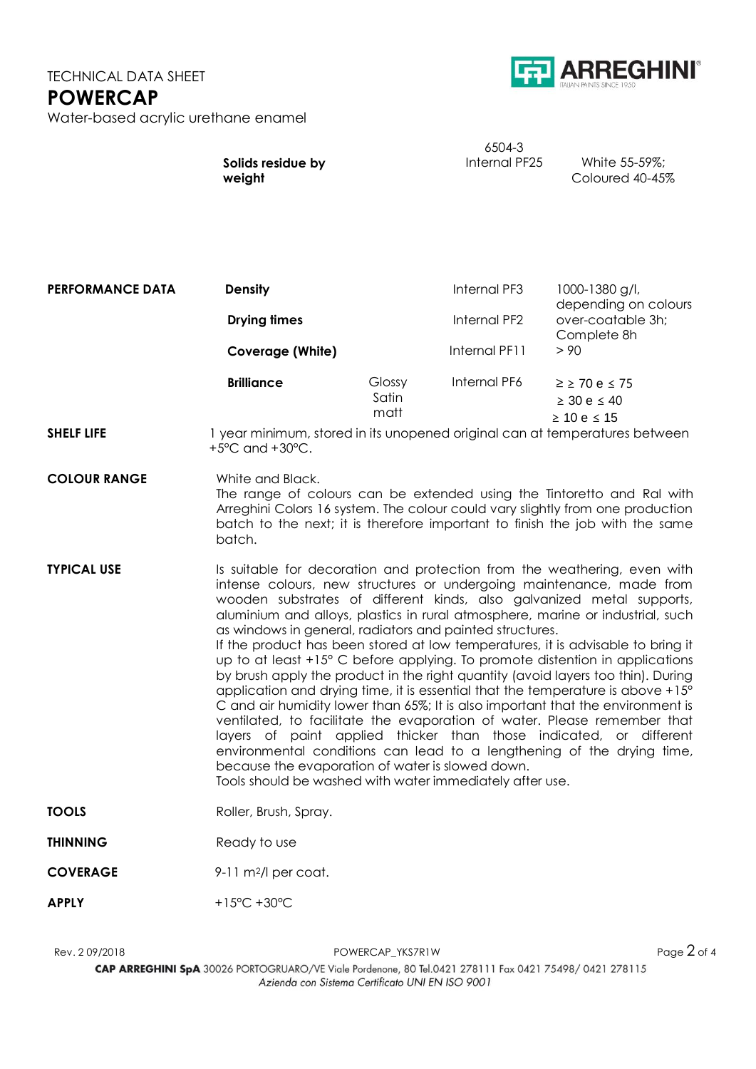TECHNICAL DATA SHEET

# POWERCAP

Water-based acrylic urethane enamel

| | | | |
|---|---|---|---|
| **Solids residue by weight** | | 6504-3 Internal PF25 | White 55-59%; Coloured 40-45% |

| | | | | |
|---|---|---|---|---|
| **PERFORMANCE DATA** | **Density** | | Internal PF3 | 1000-1380 g/l, depending on colours |
| | **Drying times** | | Internal PF2 | over-coatable 3h; Complete 8h |
| | **Coverage (White)** | | Internal PF11 | > 90 |
| | **Brilliance** | Glossy<br>Satin<br>matt | Internal PF6 | ≥ ≥ 70 e ≤ 75<br>≥ 30 e ≤ 40<br>≥ 10 e ≤ 15 |

**SHELF LIFE**
1 year minimum, stored in its unopened original can at temperatures between +5°C and +30°C.

**COLOUR RANGE**
White and Black.
The range of colours can be extended using the Tintoretto and Ral with Arreghini Colors 16 system. The colour could vary slightly from one production batch to the next; it is therefore important to finish the job with the same batch.

**TYPICAL USE**
Is suitable for decoration and protection from the weathering, even with intense colours, new structures or undergoing maintenance, made from wooden substrates of different kinds, also galvanized metal supports, aluminium and alloys, plastics in rural atmosphere, marine or industrial, such as windows in general, radiators and painted structures.
If the product has been stored at low temperatures, it is advisable to bring it up to at least +15° C before applying. To promote distention in applications by brush apply the product in the right quantity (avoid layers too thin). During application and drying time, it is essential that the temperature is above +15° C and air humidity lower than 65%; It is also important that the environment is ventilated, to facilitate the evaporation of water. Please remember that layers of paint applied thicker than those indicated, or different environmental conditions can lead to a lengthening of the drying time, because the evaporation of water is slowed down.
Tools should be washed with water immediately after use.

**TOOLS**
Roller, Brush, Spray.

**THINNING**
Ready to use

**COVERAGE**
9-11 m$^2$/l per coat.

**APPLY**
+15°C +30°C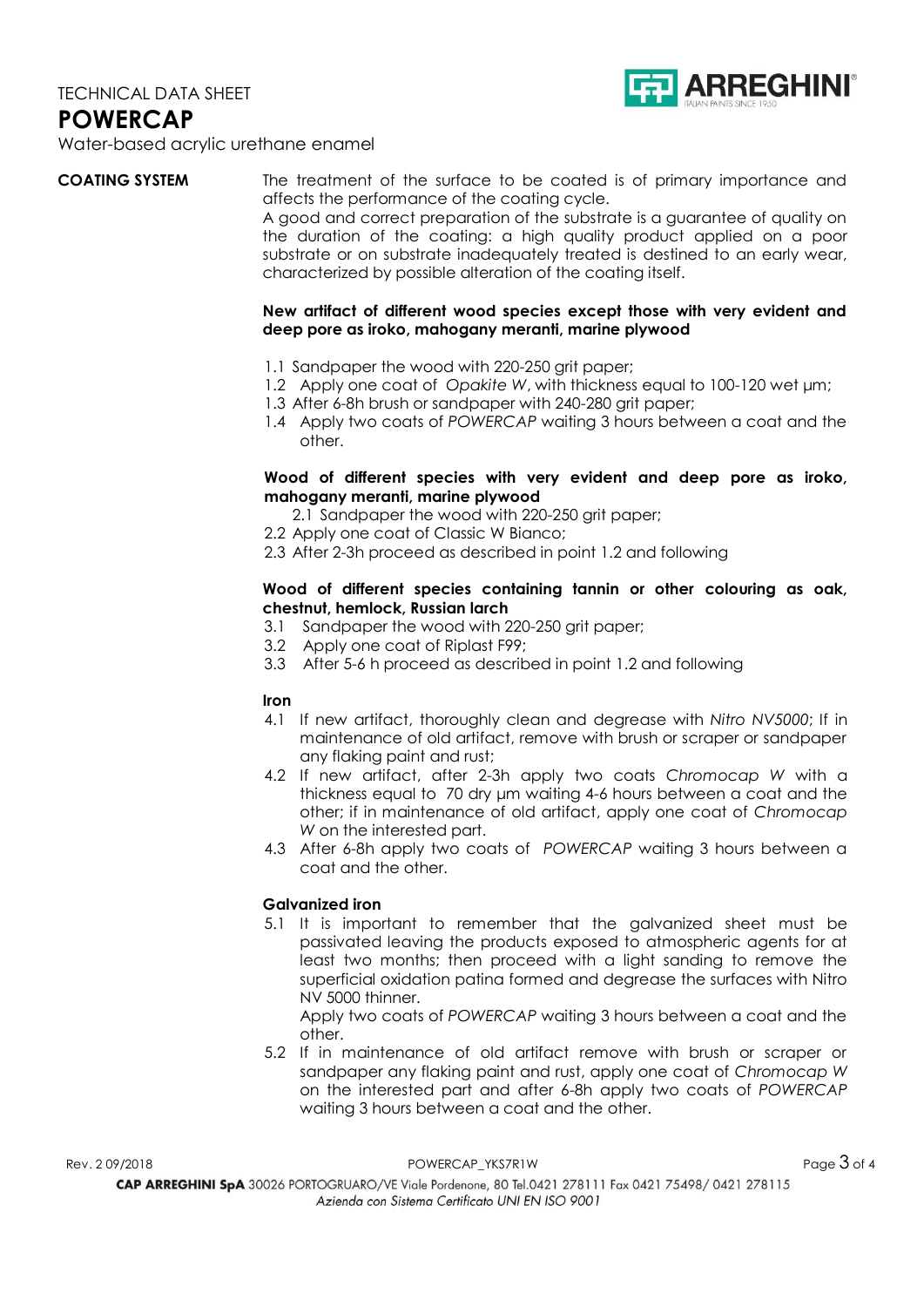TECHNICAL DATA SHEET

# POWERCAP

Water-based acrylic urethane enamel

## COATING SYSTEM

The treatment of the surface to be coated is of primary importance and affects the performance of the coating cycle.

A good and correct preparation of the substrate is a guarantee of quality on the duration of the coating: a high quality product applied on a poor substrate or on substrate inadequately treated is destined to an early wear, characterized by possible alteration of the coating itself.

**New artifact of different wood species except those with very evident and deep pore as iroko, mahogany meranti, marine plywood**

1.1 Sandpaper the wood with 220-250 grit paper;
1.2 Apply one coat of *Opakite W*, with thickness equal to 100-120 wet µm;
1.3 After 6-8h brush or sandpaper with 240-280 grit paper;
1.4 Apply two coats of *POWERCAP* waiting 3 hours between a coat and the other.

**Wood of different species with very evident and deep pore as iroko, mahogany meranti, marine plywood**

2.1 Sandpaper the wood with 220-250 grit paper;
2.2 Apply one coat of Classic W Bianco;
2.3 After 2-3h proceed as described in point 1.2 and following

**Wood of different species containing tannin or other colouring as oak, chestnut, hemlock, Russian larch**

3.1 Sandpaper the wood with 220-250 grit paper;
3.2 Apply one coat of Riplast F99;
3.3 After 5-6 h proceed as described in point 1.2 and following

**Iron**

4.1 If new artifact, thoroughly clean and degrease with *Nitro NV5000*; If in maintenance of old artifact, remove with brush or scraper or sandpaper any flaking paint and rust;
4.2 If new artifact, after 2-3h apply two coats *Chromocap W* with a thickness equal to 70 dry µm waiting 4-6 hours between a coat and the other; if in maintenance of old artifact, apply one coat of *Chromocap W* on the interested part.
4.3 After 6-8h apply two coats of *POWERCAP* waiting 3 hours between a coat and the other.

**Galvanized iron**

5.1 It is important to remember that the galvanized sheet must be passivated leaving the products exposed to atmospheric agents for at least two months; then proceed with a light sanding to remove the superficial oxidation patina formed and degrease the surfaces with Nitro NV 5000 thinner.
Apply two coats of *POWERCAP* waiting 3 hours between a coat and the other.
5.2 If in maintenance of old artifact remove with brush or scraper or sandpaper any flaking paint and rust, apply one coat of *Chromocap W* on the interested part and after 6-8h apply two coats of *POWERCAP* waiting 3 hours between a coat and the other.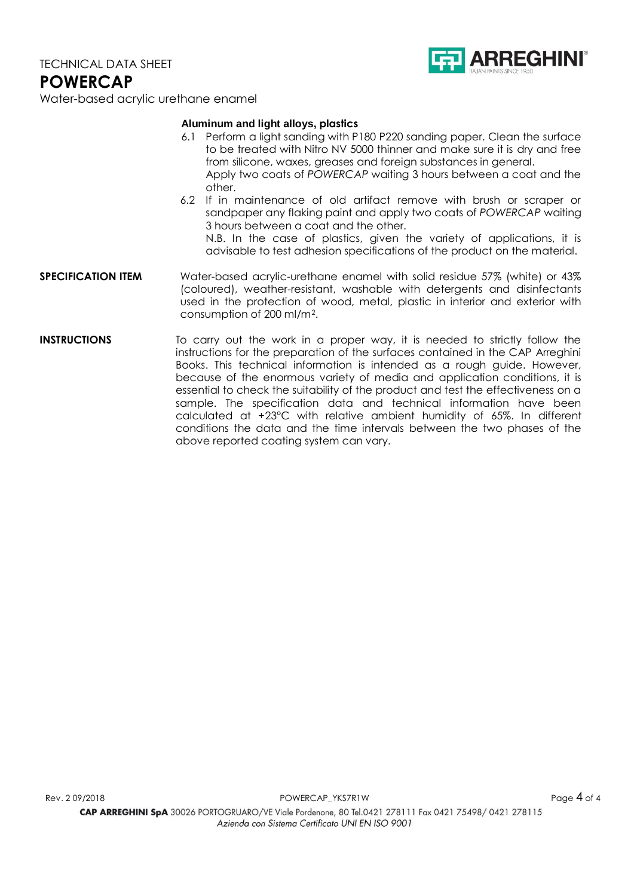**Aluminum and light alloys, plastics**

6.1 Perform a light sanding with P180 P220 sanding paper. Clean the surface to be treated with Nitro NV 5000 thinner and make sure it is dry and free from silicone, waxes, greases and foreign substances in general.
Apply two coats of *POWERCAP* waiting 3 hours between a coat and the other.

6.2 If in maintenance of old artifact remove with brush or scraper or sandpaper any flaking paint and apply two coats of *POWERCAP* waiting 3 hours between a coat and the other.
N.B. In the case of plastics, given the variety of applications, it is advisable to test adhesion specifications of the product on the material.

**SPECIFICATION ITEM**

Water-based acrylic-urethane enamel with solid residue 57% (white) or 43% (coloured), weather-resistant, washable with detergents and disinfectants used in the protection of wood, metal, plastic in interior and exterior with consumption of 200 ml/m$^2$.

**INSTRUCTIONS**

To carry out the work in a proper way, it is needed to strictly follow the instructions for the preparation of the surfaces contained in the CAP Arreghini Books. This technical information is intended as a rough guide. However, because of the enormous variety of media and application conditions, it is essential to check the suitability of the product and test the effectiveness on a sample. The specification data and technical information have been calculated at +23°C with relative ambient humidity of 65%. In different conditions the data and the time intervals between the two phases of the above reported coating system can vary.